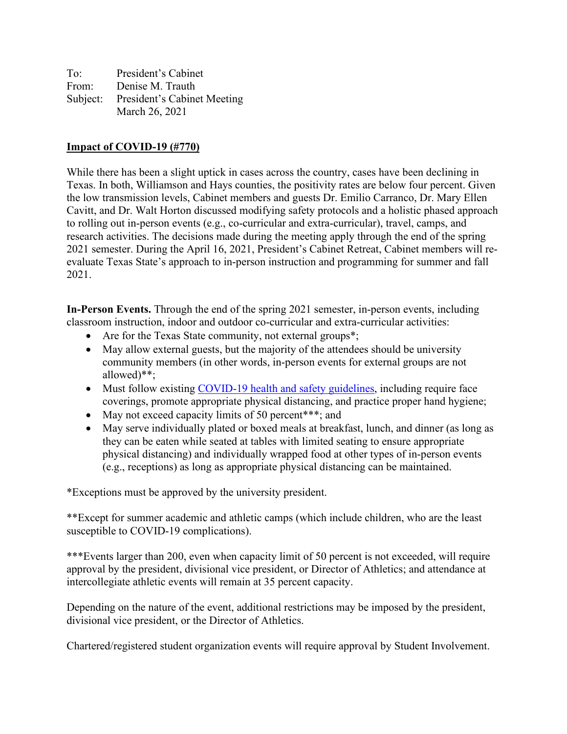To: President's Cabinet
From: Denise M. Trauth
Subject: President's Cabinet Meeting
March 26, 2021

**Impact of COVID-19 (#770)**

While there has been a slight uptick in cases across the country, cases have been declining in Texas. In both, Williamson and Hays counties, the positivity rates are below four percent. Given the low transmission levels, Cabinet members and guests Dr. Emilio Carranco, Dr. Mary Ellen Cavitt, and Dr. Walt Horton discussed modifying safety protocols and a holistic phased approach to rolling out in-person events (e.g., co-curricular and extra-curricular), travel, camps, and research activities. The decisions made during the meeting apply through the end of the spring 2021 semester. During the April 16, 2021, President's Cabinet Retreat, Cabinet members will re-evaluate Texas State's approach to in-person instruction and programming for summer and fall 2021.

**In-Person Events.** Through the end of the spring 2021 semester, in-person events, including classroom instruction, indoor and outdoor co-curricular and extra-curricular activities:

- Are for the Texas State community, not external groups*;
- May allow external guests, but the majority of the attendees should be university community members (in other words, in-person events for external groups are not allowed)**;
- Must follow existing COVID-19 health and safety guidelines, including require face coverings, promote appropriate physical distancing, and practice proper hand hygiene;
- May not exceed capacity limits of 50 percent***; and
- May serve individually plated or boxed meals at breakfast, lunch, and dinner (as long as they can be eaten while seated at tables with limited seating to ensure appropriate physical distancing) and individually wrapped food at other types of in-person events (e.g., receptions) as long as appropriate physical distancing can be maintained.

*Exceptions must be approved by the university president.

**Except for summer academic and athletic camps (which include children, who are the least susceptible to COVID-19 complications).

***Events larger than 200, even when capacity limit of 50 percent is not exceeded, will require approval by the president, divisional vice president, or Director of Athletics; and attendance at intercollegiate athletic events will remain at 35 percent capacity.

Depending on the nature of the event, additional restrictions may be imposed by the president, divisional vice president, or the Director of Athletics.

Chartered/registered student organization events will require approval by Student Involvement.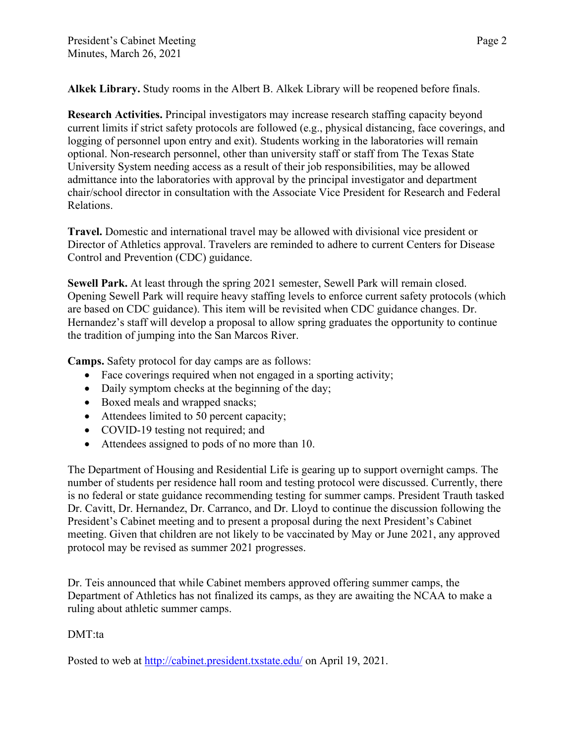**Alkek Library.** Study rooms in the Albert B. Alkek Library will be reopened before finals.

**Research Activities.** Principal investigators may increase research staffing capacity beyond current limits if strict safety protocols are followed (e.g., physical distancing, face coverings, and logging of personnel upon entry and exit). Students working in the laboratories will remain optional. Non-research personnel, other than university staff or staff from The Texas State University System needing access as a result of their job responsibilities, may be allowed admittance into the laboratories with approval by the principal investigator and department chair/school director in consultation with the Associate Vice President for Research and Federal Relations.

**Travel.** Domestic and international travel may be allowed with divisional vice president or Director of Athletics approval. Travelers are reminded to adhere to current Centers for Disease Control and Prevention (CDC) guidance.

**Sewell Park.** At least through the spring 2021 semester, Sewell Park will remain closed. Opening Sewell Park will require heavy staffing levels to enforce current safety protocols (which are based on CDC guidance). This item will be revisited when CDC guidance changes. Dr. Hernandez's staff will develop a proposal to allow spring graduates the opportunity to continue the tradition of jumping into the San Marcos River.

**Camps.** Safety protocol for day camps are as follows:

- Face coverings required when not engaged in a sporting activity;
- Daily symptom checks at the beginning of the day;
- Boxed meals and wrapped snacks;
- Attendees limited to 50 percent capacity;
- COVID-19 testing not required; and
- Attendees assigned to pods of no more than 10.

The Department of Housing and Residential Life is gearing up to support overnight camps. The number of students per residence hall room and testing protocol were discussed. Currently, there is no federal or state guidance recommending testing for summer camps. President Trauth tasked Dr. Cavitt, Dr. Hernandez, Dr. Carranco, and Dr. Lloyd to continue the discussion following the President's Cabinet meeting and to present a proposal during the next President's Cabinet meeting. Given that children are not likely to be vaccinated by May or June 2021, any approved protocol may be revised as summer 2021 progresses.

Dr. Teis announced that while Cabinet members approved offering summer camps, the Department of Athletics has not finalized its camps, as they are awaiting the NCAA to make a ruling about athletic summer camps.

DMT:ta

Posted to web at http://cabinet.president.txstate.edu/ on April 19, 2021.